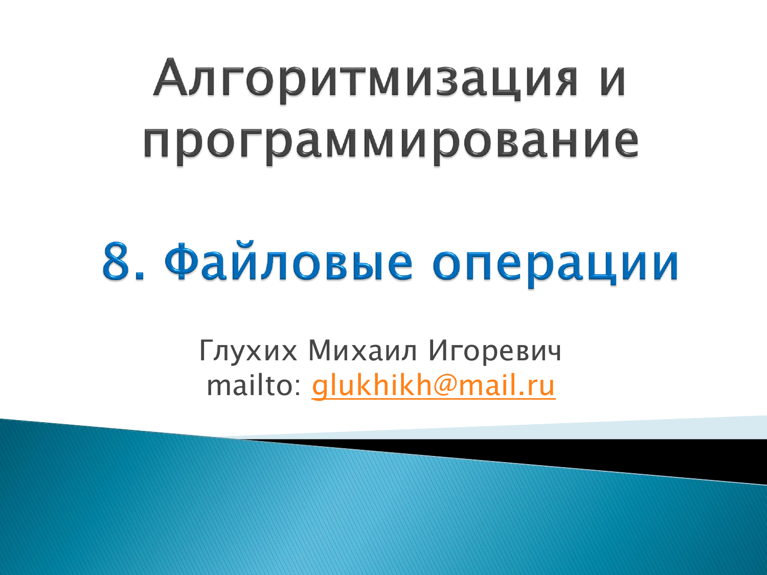# Алгоритмизация и программирование

## 8. Файловые операции

Глухих Михаил Игоревич
mailto: glukhikh@mail.ru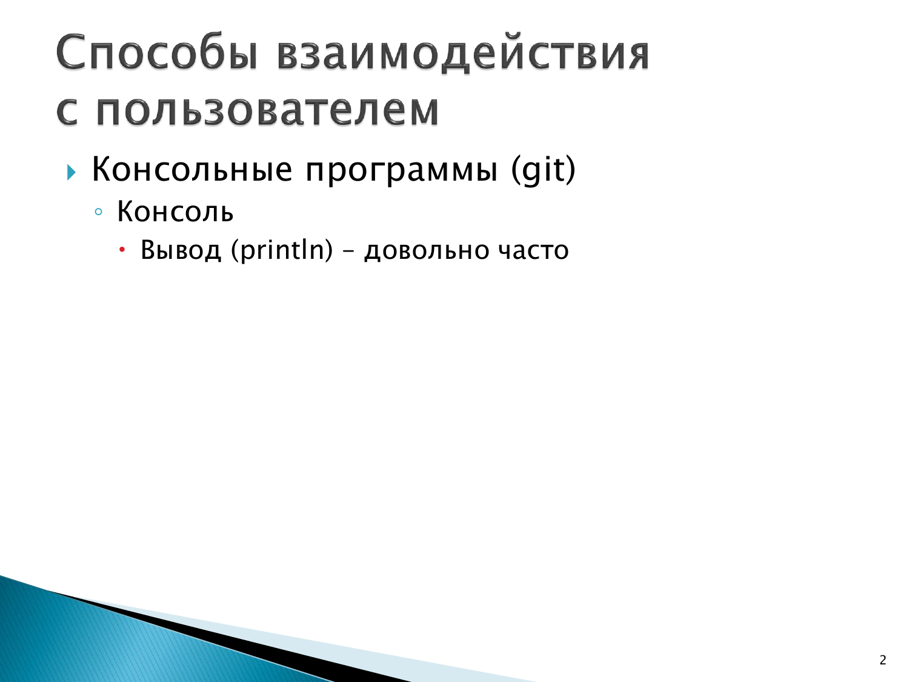# Способы взаимодействия с пользователем

- Консольные программы (git)
  - Консоль
    - Вывод (println) – довольно часто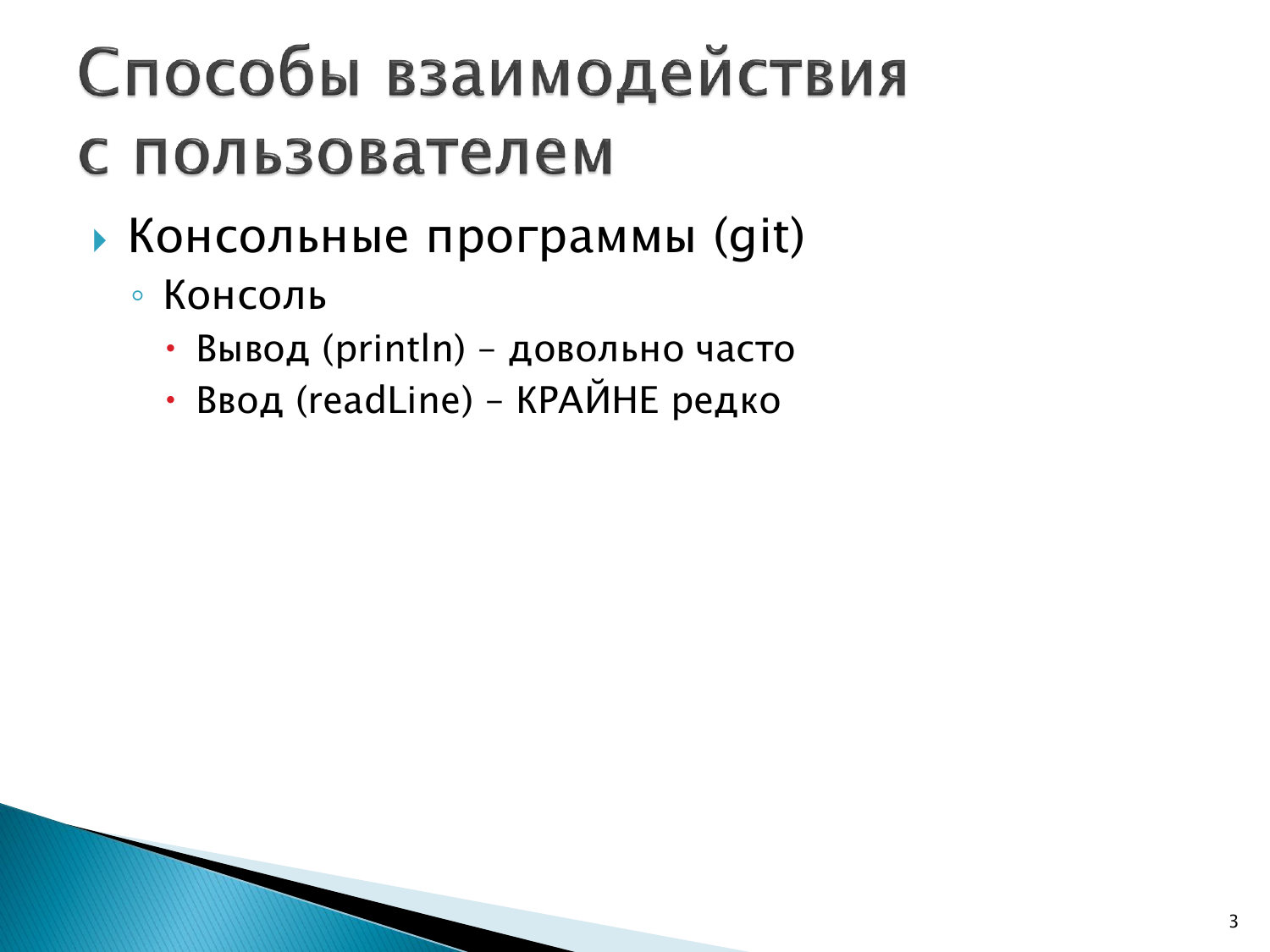# Способы взаимодействия с пользователем

- Консольные программы (git)
  - Консоль
    - Вывод (println) – довольно часто
    - Ввод (readLine) – КРАЙНЕ редко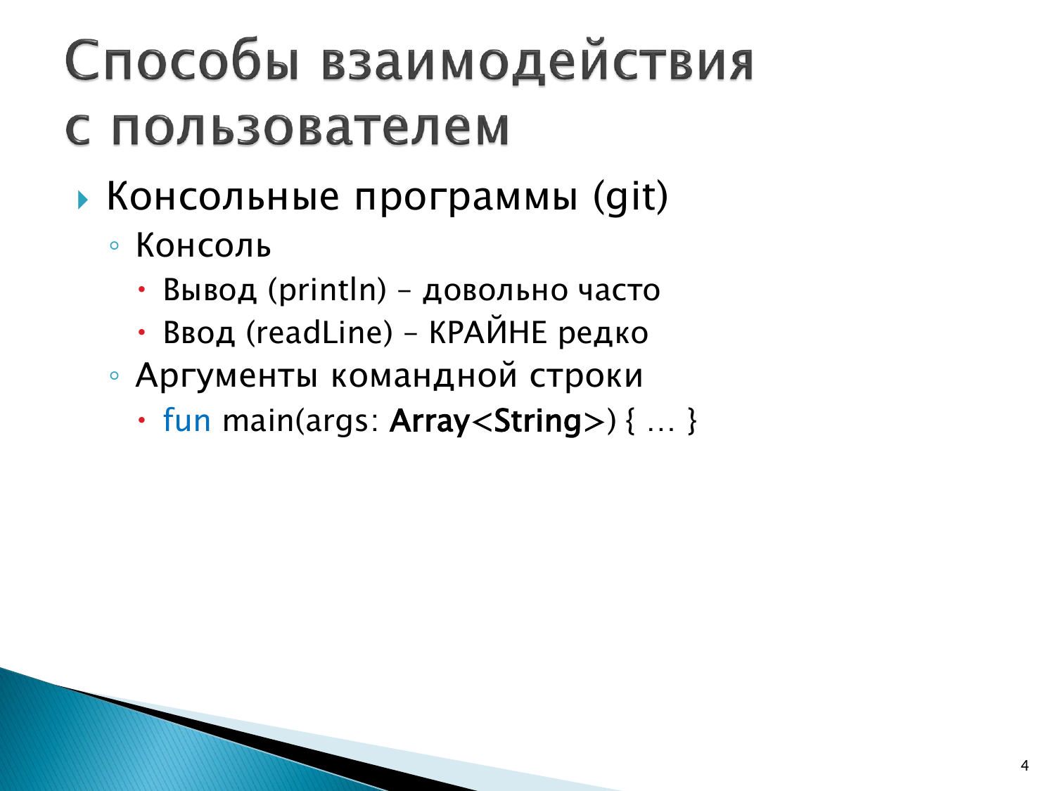# Способы взаимодействия с пользователем

- Консольные программы (git)
  - Консоль
    - Вывод (println) – довольно часто
    - Ввод (readLine) – КРАЙНЕ редко
  - Аргументы командной строки
    - `fun main(args: Array<String>) { … }`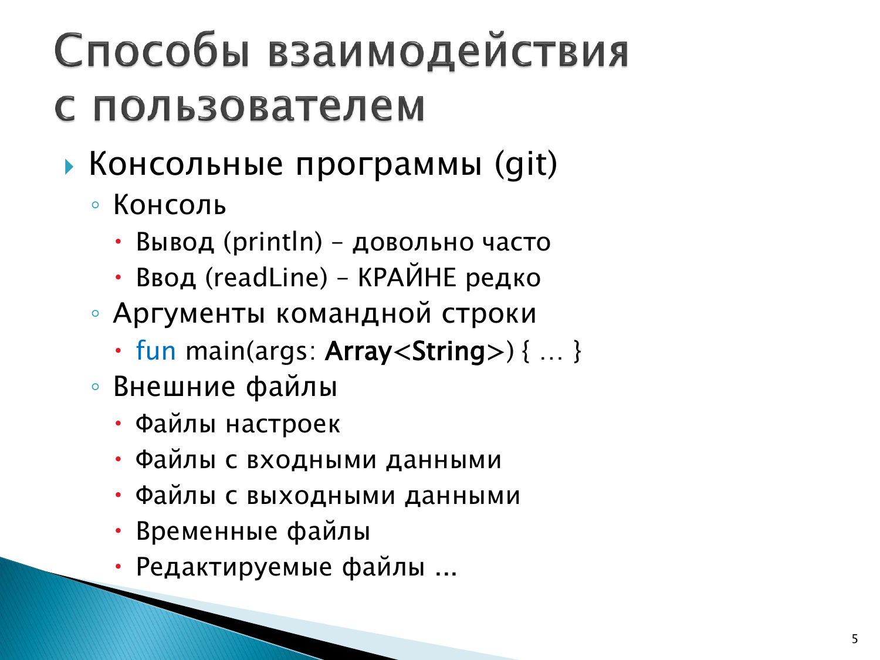# Способы взаимодействия с пользователем

- Консольные программы (git)
  - Консоль
    - Вывод (println) – довольно часто
    - Ввод (readLine) – КРАЙНЕ редко
  - Аргументы командной строки
    - `fun main(args: Array<String>) { … }`
  - Внешние файлы
    - Файлы настроек
    - Файлы с входными данными
    - Файлы с выходными данными
    - Временные файлы
    - Редактируемые файлы ...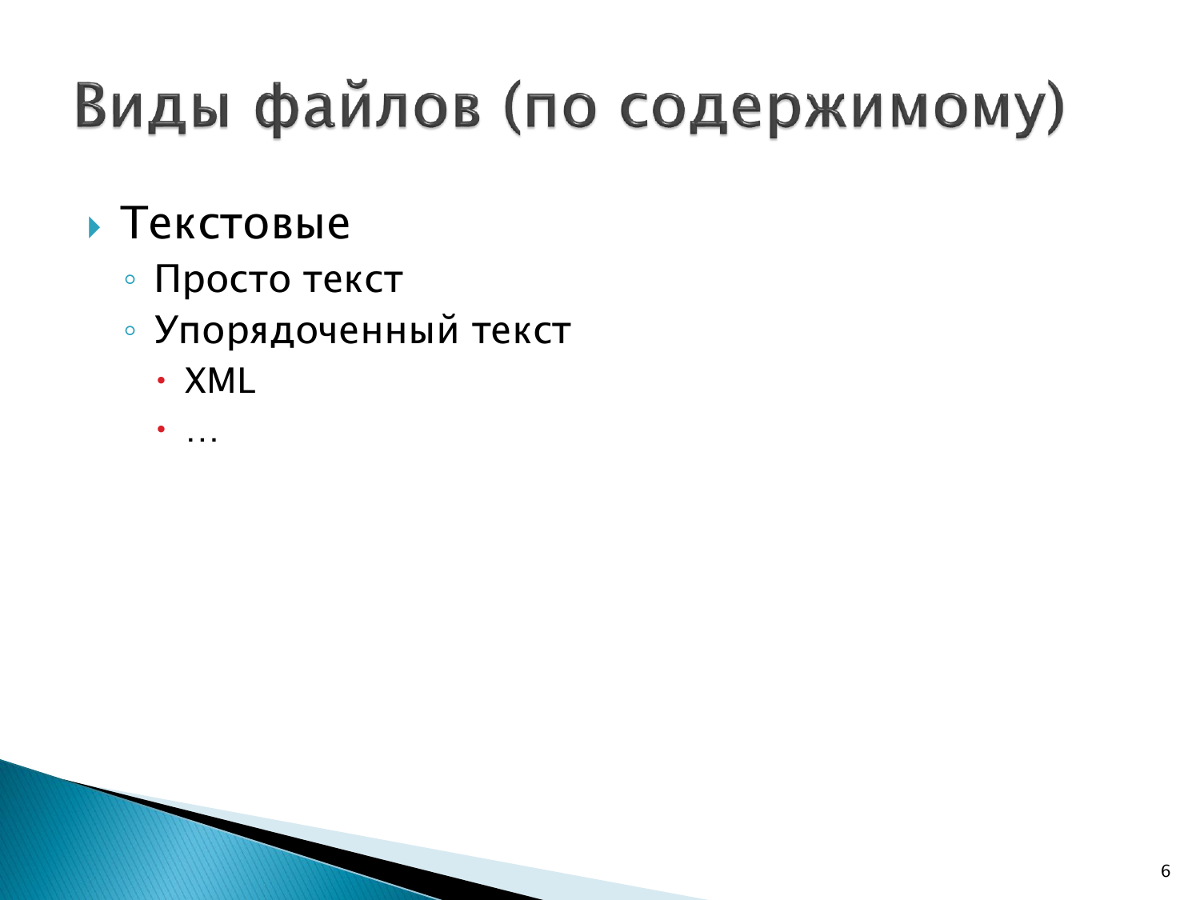# Виды файлов (по содержимому)

- Текстовые
  - Просто текст
  - Упорядоченный текст
    - XML
    - …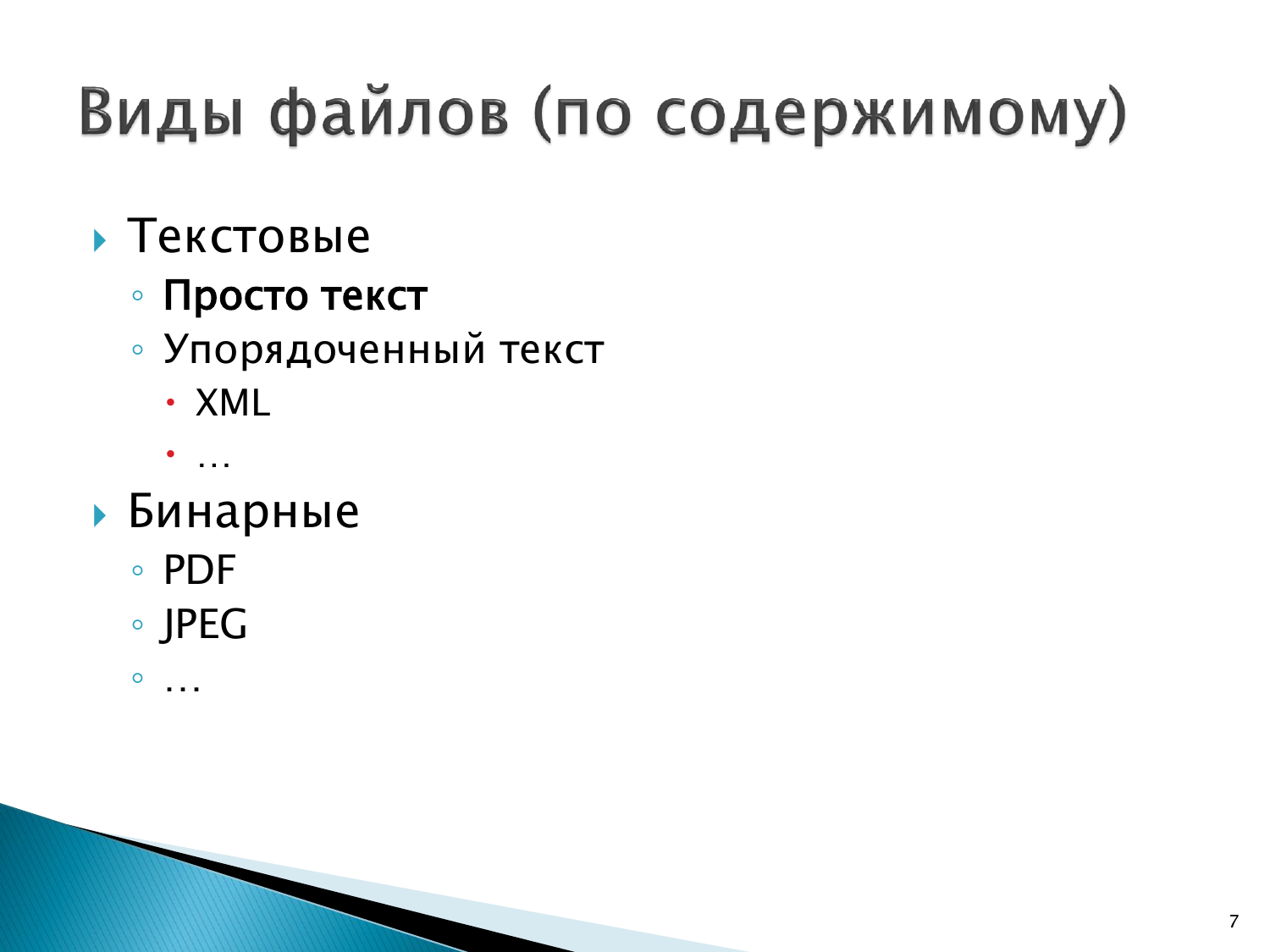# Виды файлов (по содержимому)

- Текстовые
  - **Просто текст**
  - Упорядоченный текст
    - XML
    - …
- Бинарные
  - PDF
  - JPEG
  - …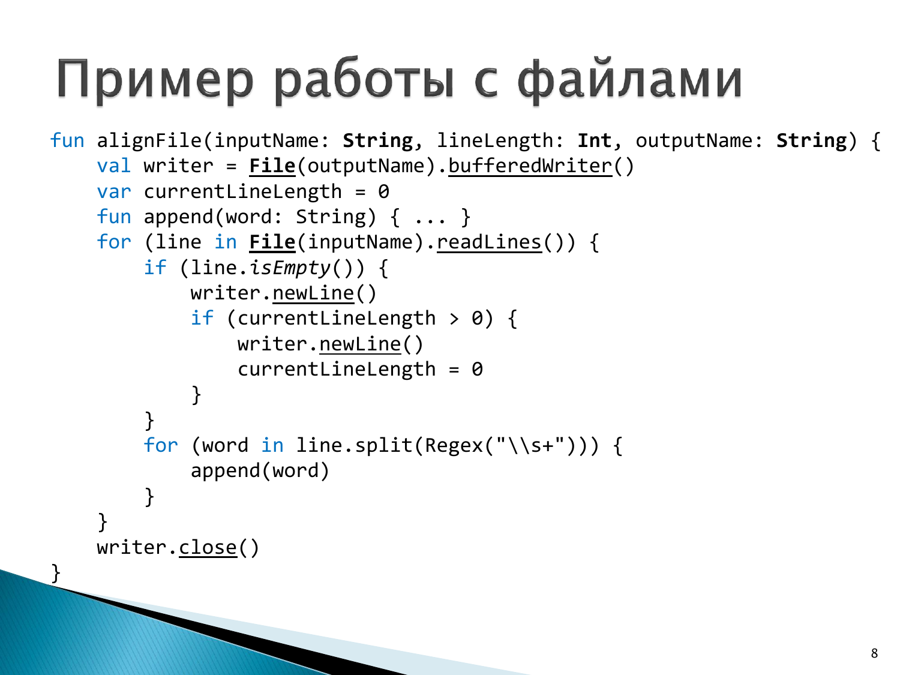# Пример работы с файлами

```kotlin
fun alignFile(inputName: String, lineLength: Int, outputName: String) {
    val writer = File(outputName).bufferedWriter()
    var currentLineLength = 0
    fun append(word: String) { ... }
    for (line in File(inputName).readLines()) {
        if (line.isEmpty()) {
            writer.newLine()
            if (currentLineLength > 0) {
                writer.newLine()
                currentLineLength = 0
            }
        }
        for (word in line.split(Regex("\\s+"))) {
            append(word)
        }
    }
    writer.close()
}
```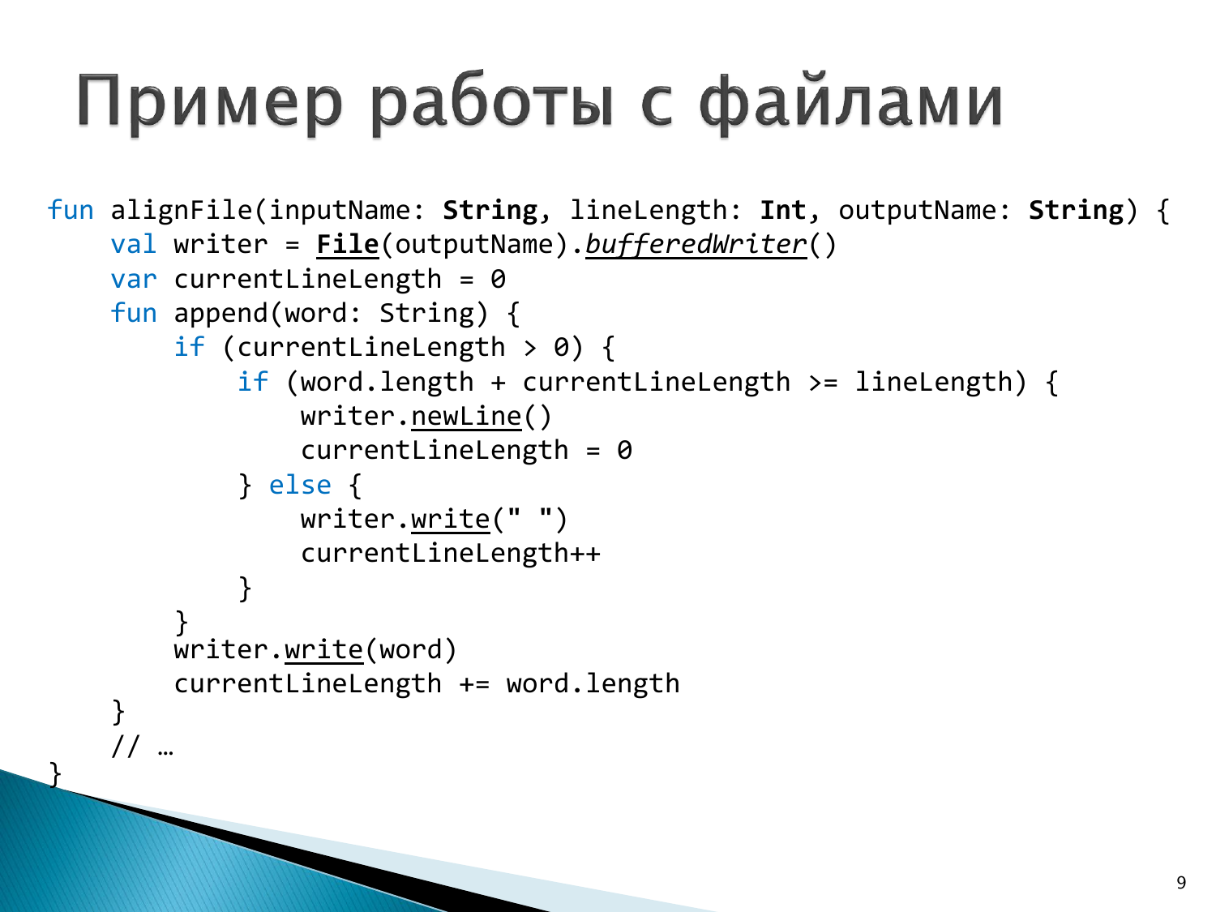# Пример работы с файлами

```
fun alignFile(inputName: String, lineLength: Int, outputName: String) {
    val writer = File(outputName).bufferedWriter()
    var currentLineLength = 0
    fun append(word: String) {
        if (currentLineLength > 0) {
            if (word.length + currentLineLength >= lineLength) {
                writer.newLine()
                currentLineLength = 0
            } else {
                writer.write(" ")
                currentLineLength++
            }
        }
        writer.write(word)
        currentLineLength += word.length
    }
    // …
}
```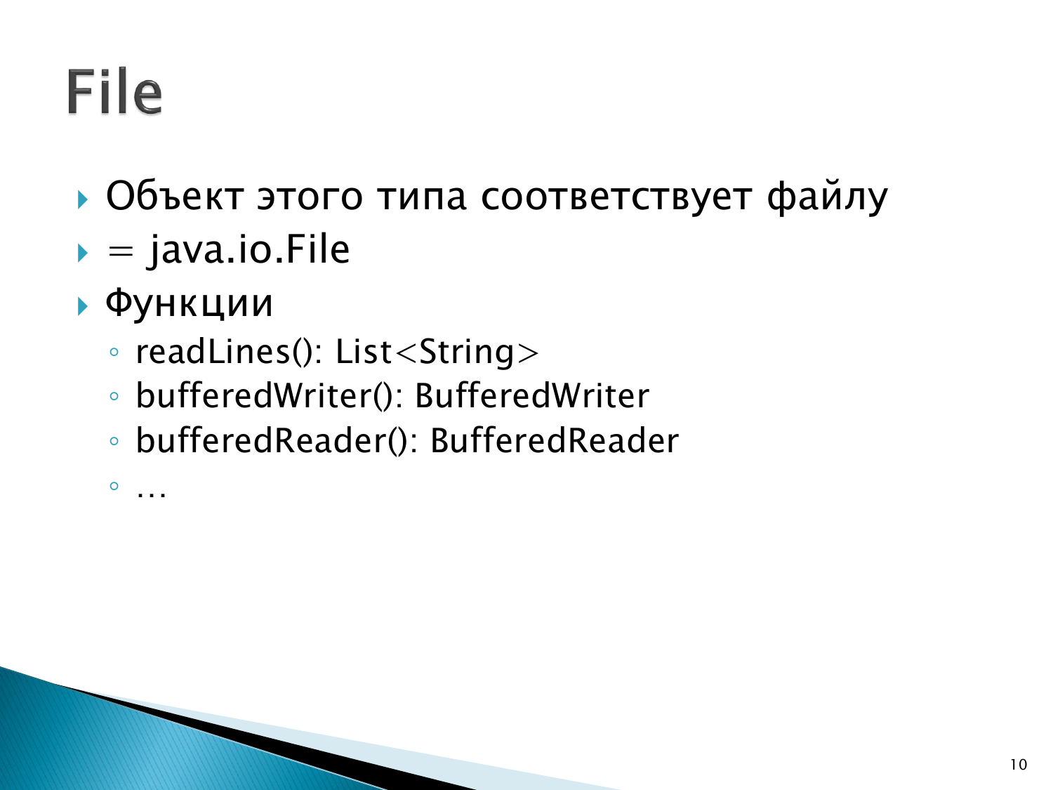# File

- Объект этого типа соответствует файлу
- = java.io.File
- Функции
  - readLines(): List<String>
  - bufferedWriter(): BufferedWriter
  - bufferedReader(): BufferedReader
  - …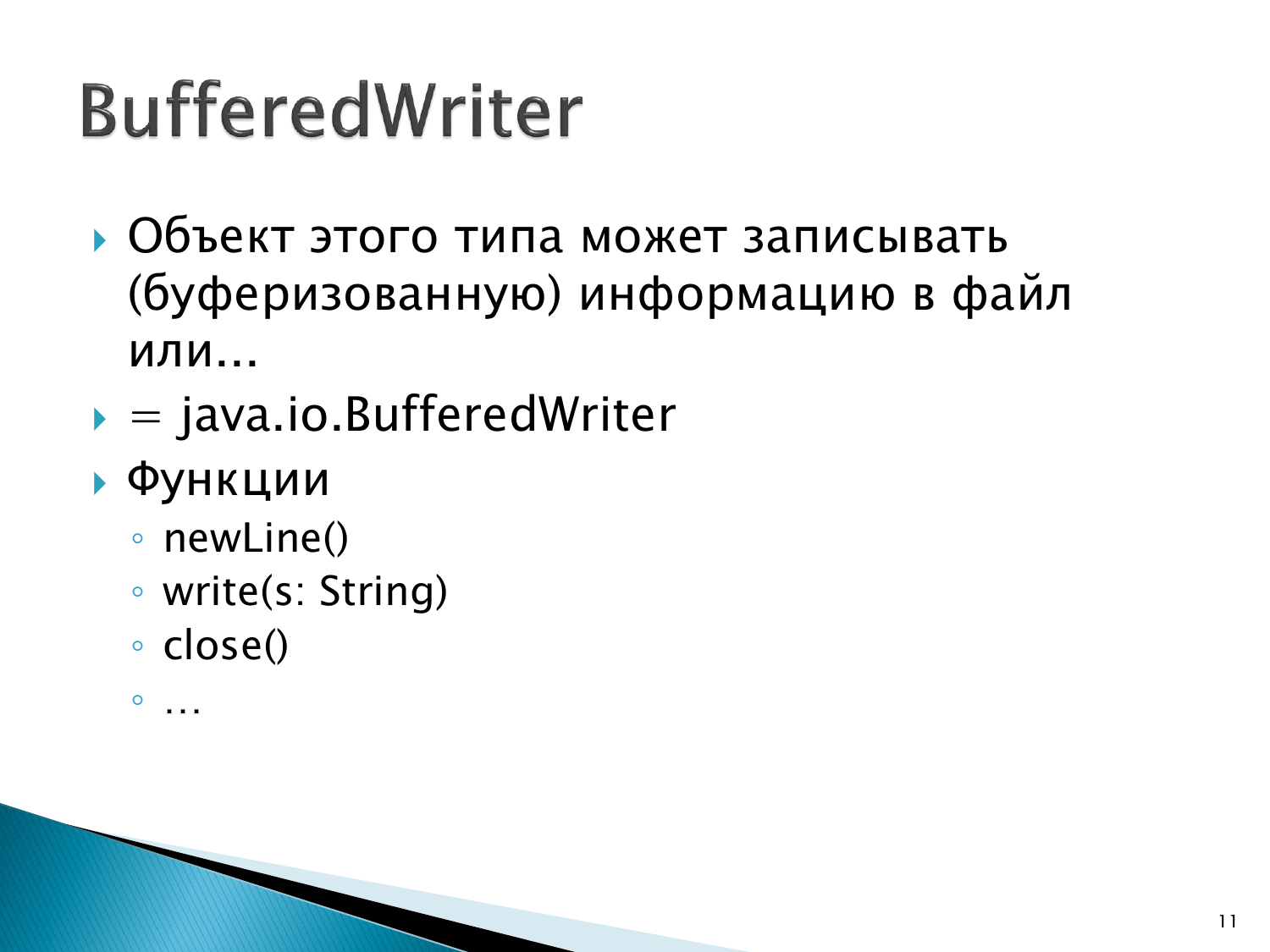# BufferedWriter

- Объект этого типа может записывать (буферизованную) информацию в файл или...
- = java.io.BufferedWriter
- Функции
  - newLine()
  - write(s: String)
  - close()
  - …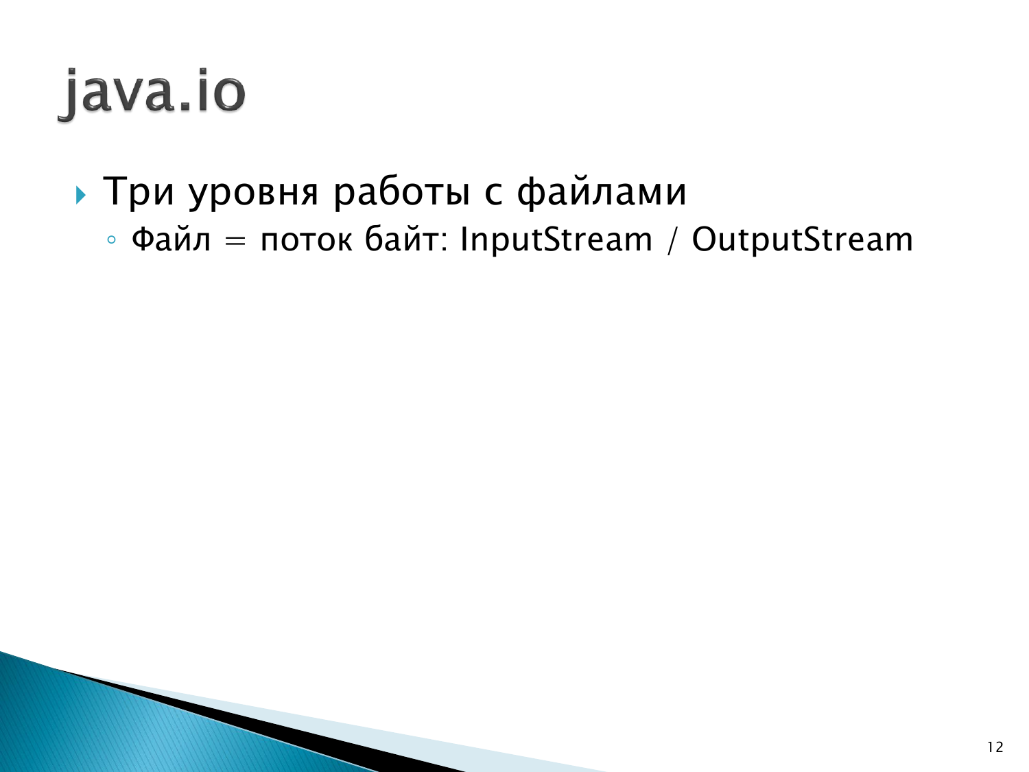# java.io

- Три уровня работы с файлами
  - Файл = поток байт: InputStream / OutputStream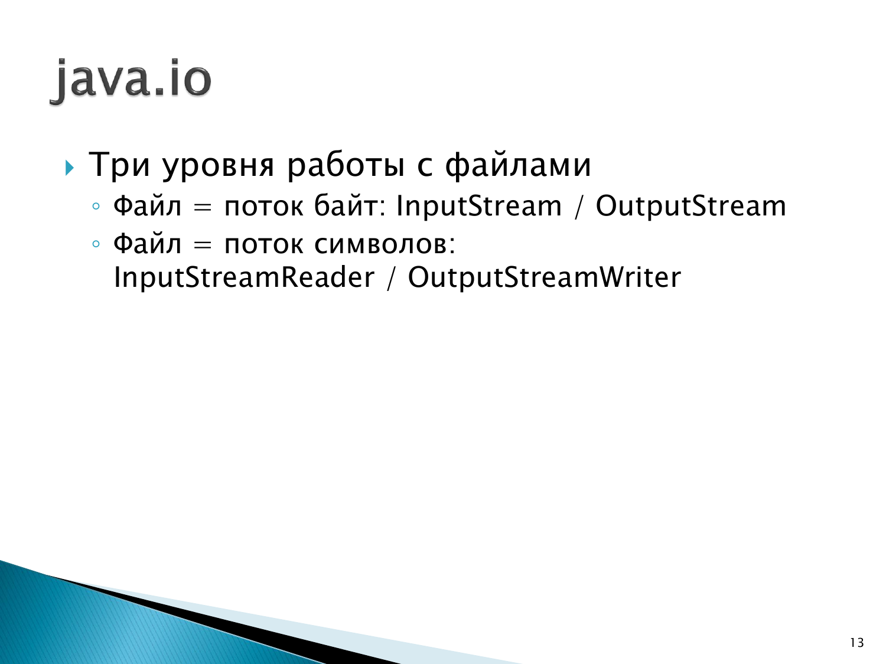# java.io

- Три уровня работы с файлами
  - Файл = поток байт: InputStream / OutputStream
  - Файл = поток символов: InputStreamReader / OutputStreamWriter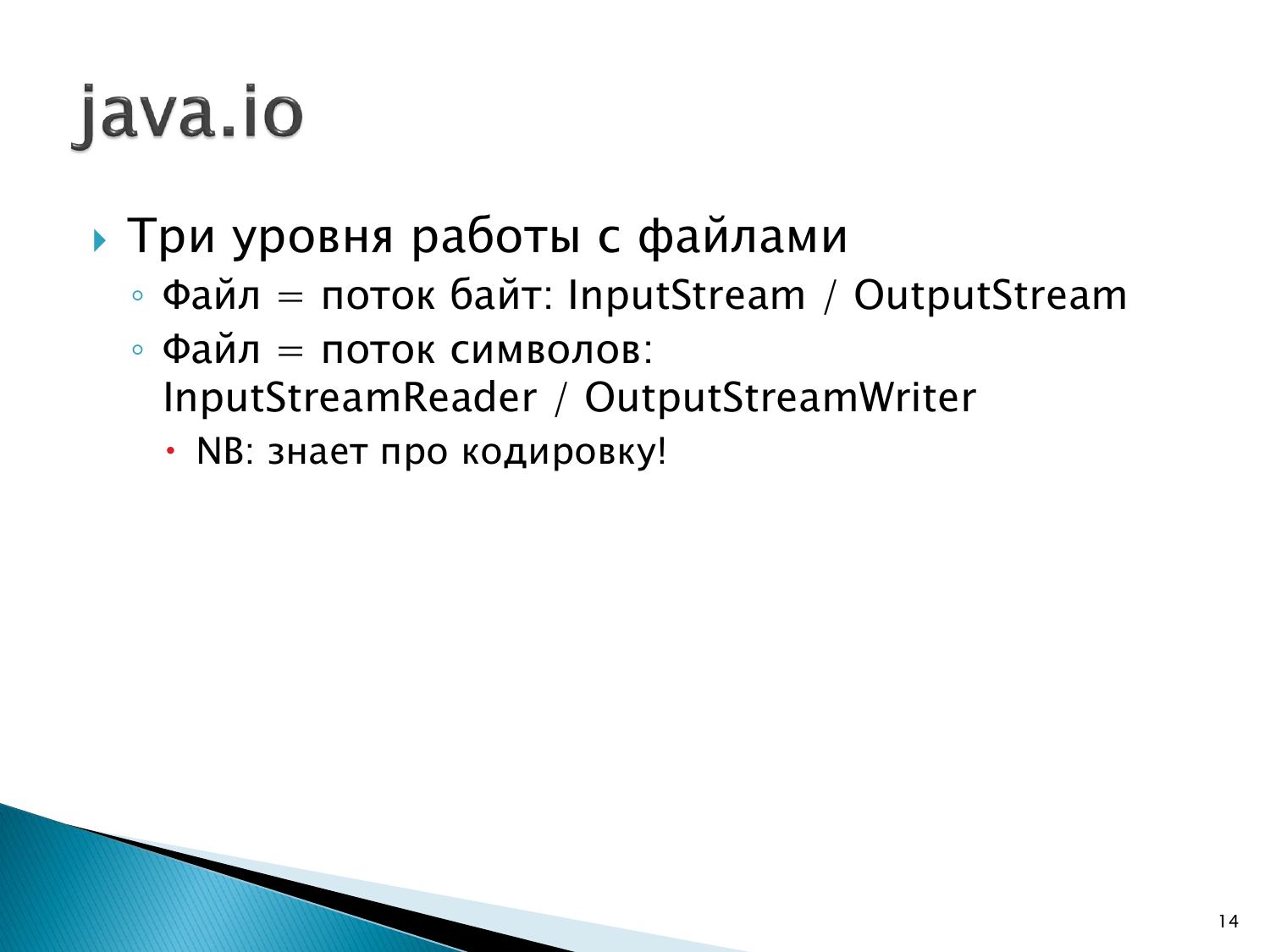# java.io

- Три уровня работы с файлами
  - Файл = поток байт: InputStream / OutputStream
  - Файл = поток символов: InputStreamReader / OutputStreamWriter
    - NB: знает про кодировку!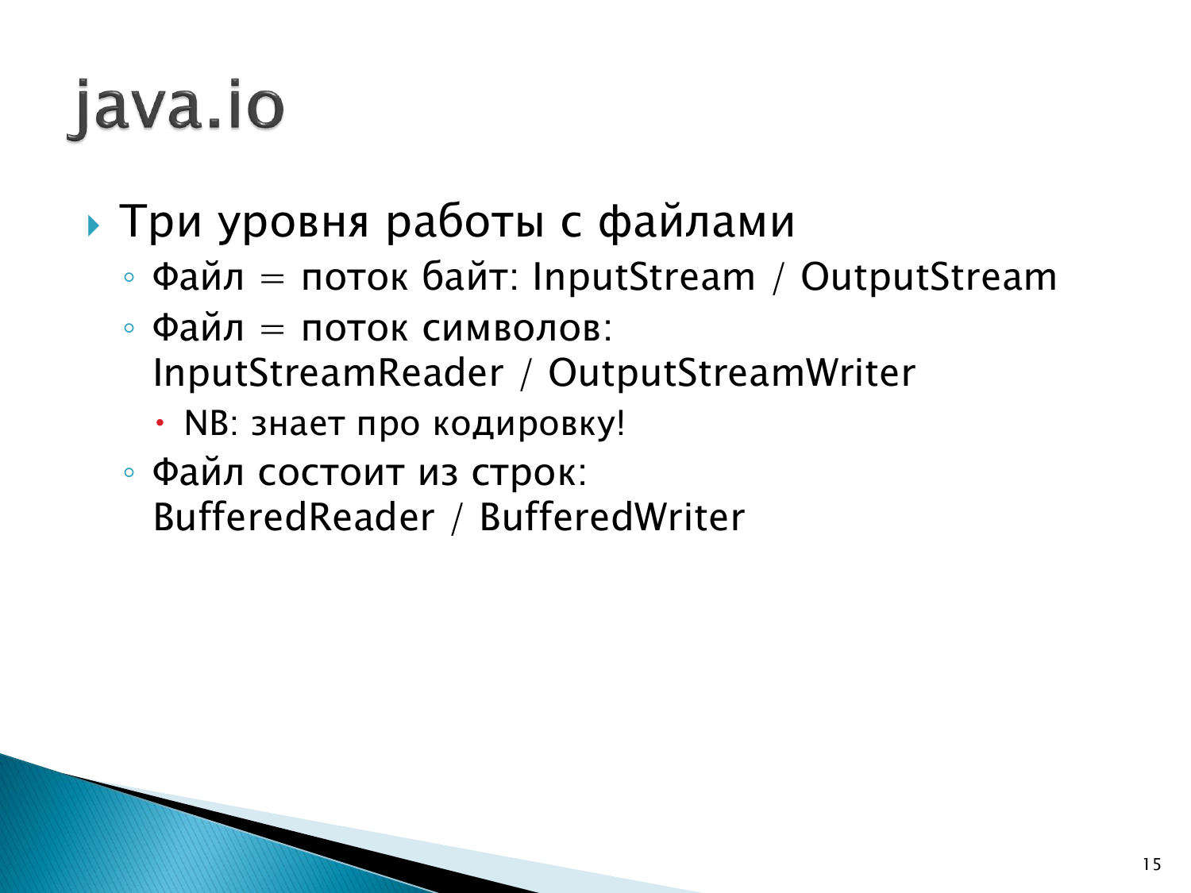# java.io

- Три уровня работы с файлами
  - Файл = поток байт: InputStream / OutputStream
  - Файл = поток символов: InputStreamReader / OutputStreamWriter
    - NB: знает про кодировку!
  - Файл состоит из строк: BufferedReader / BufferedWriter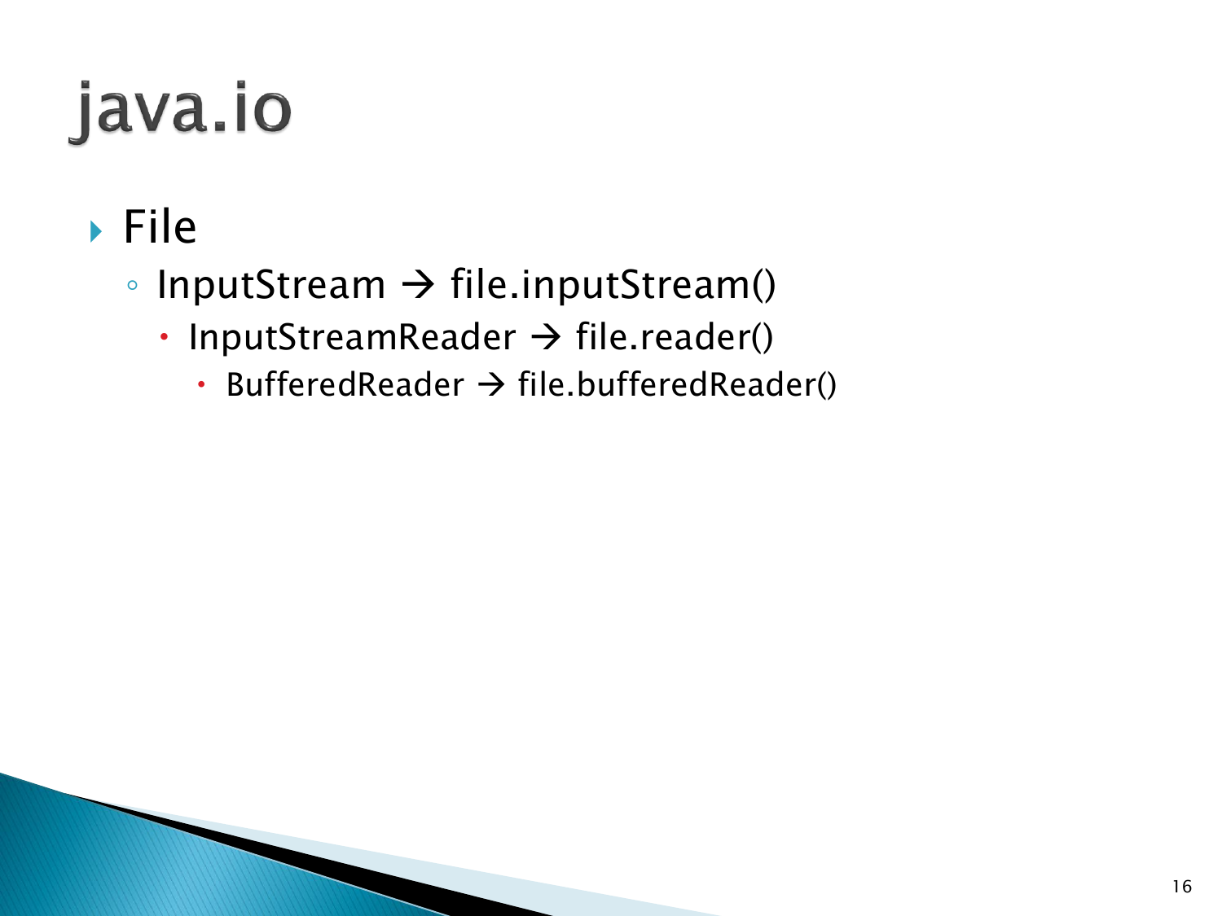# java.io

- File
  - InputStream → file.inputStream()
    - InputStreamReader → file.reader()
      - BufferedReader → file.bufferedReader()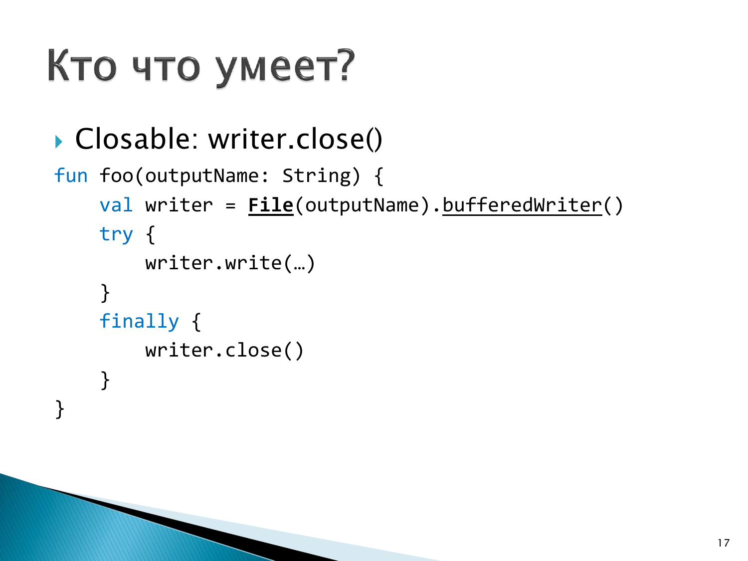# Кто что умеет?

- Closable: writer.close()

```
fun foo(outputName: String) {
    val writer = File(outputName).bufferedWriter()
    try {
        writer.write(…)
    }
    finally {
        writer.close()
    }
}
```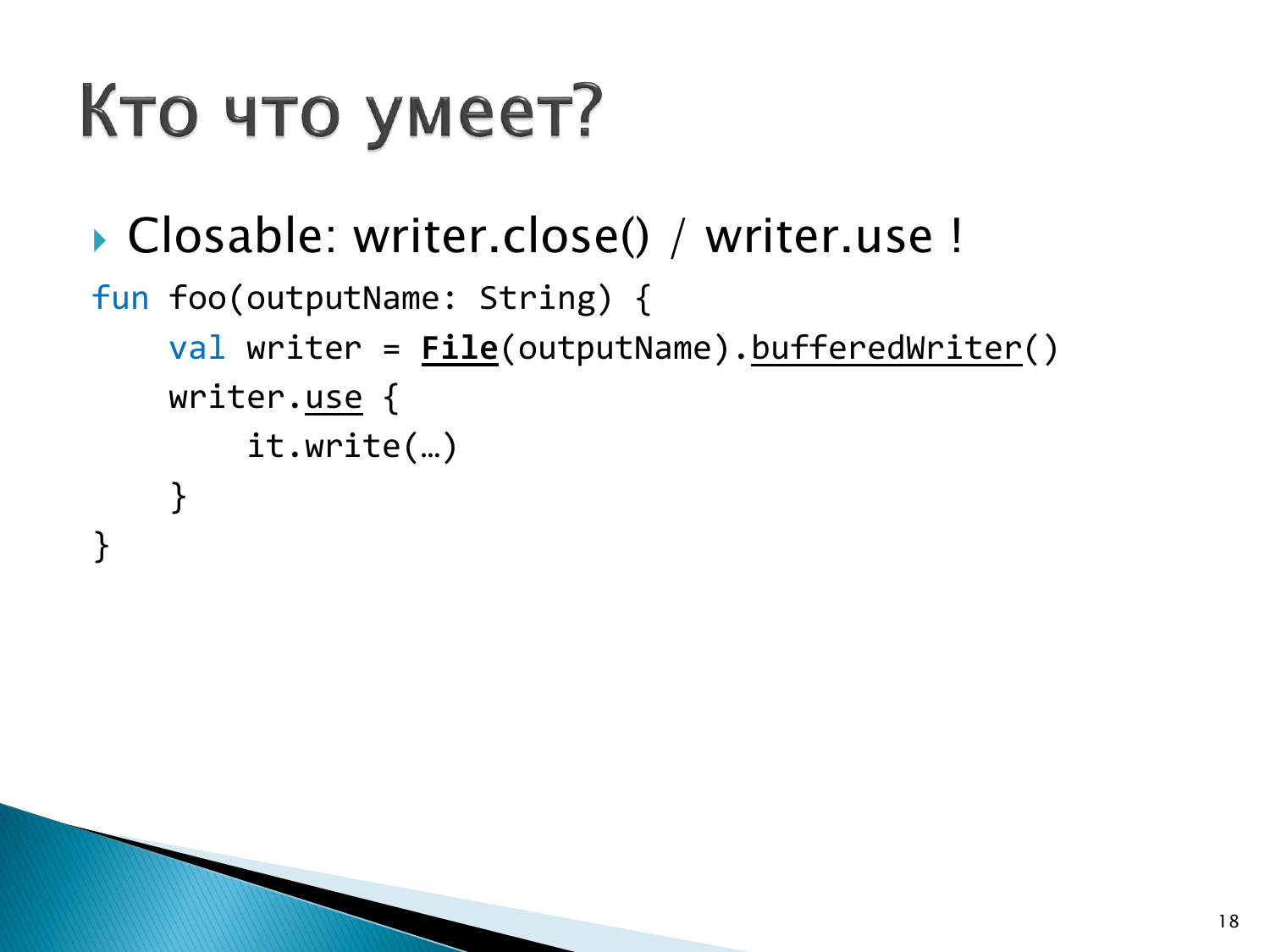# Кто что умеет?

- Closable: writer.close() / writer.use !

```
fun foo(outputName: String) {
    val writer = File(outputName).bufferedWriter()
    writer.use {
        it.write(…)
    }
}
```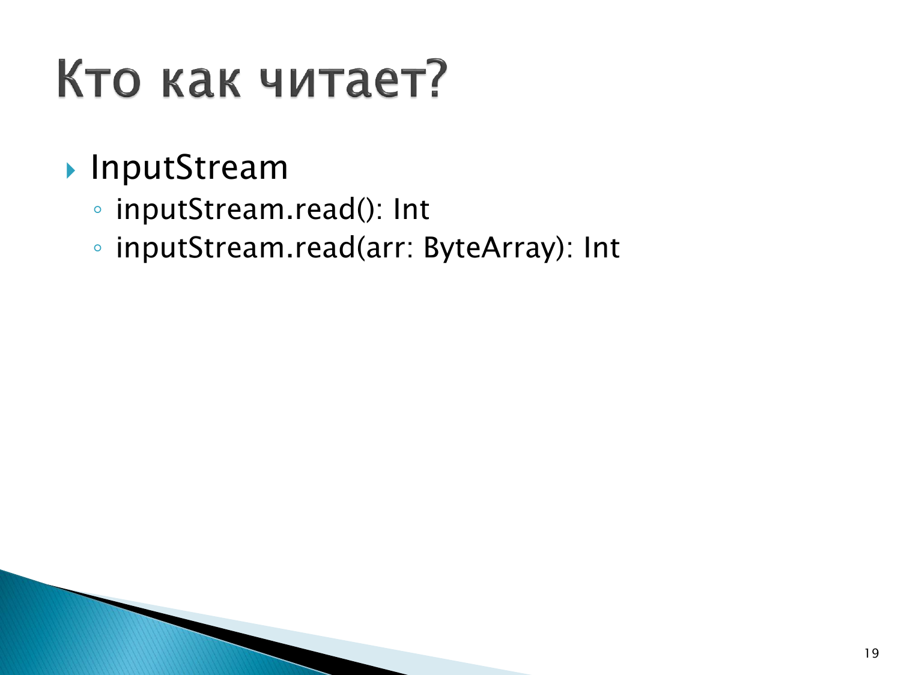# Кто как читает?

- InputStream
  - inputStream.read(): Int
  - inputStream.read(arr: ByteArray): Int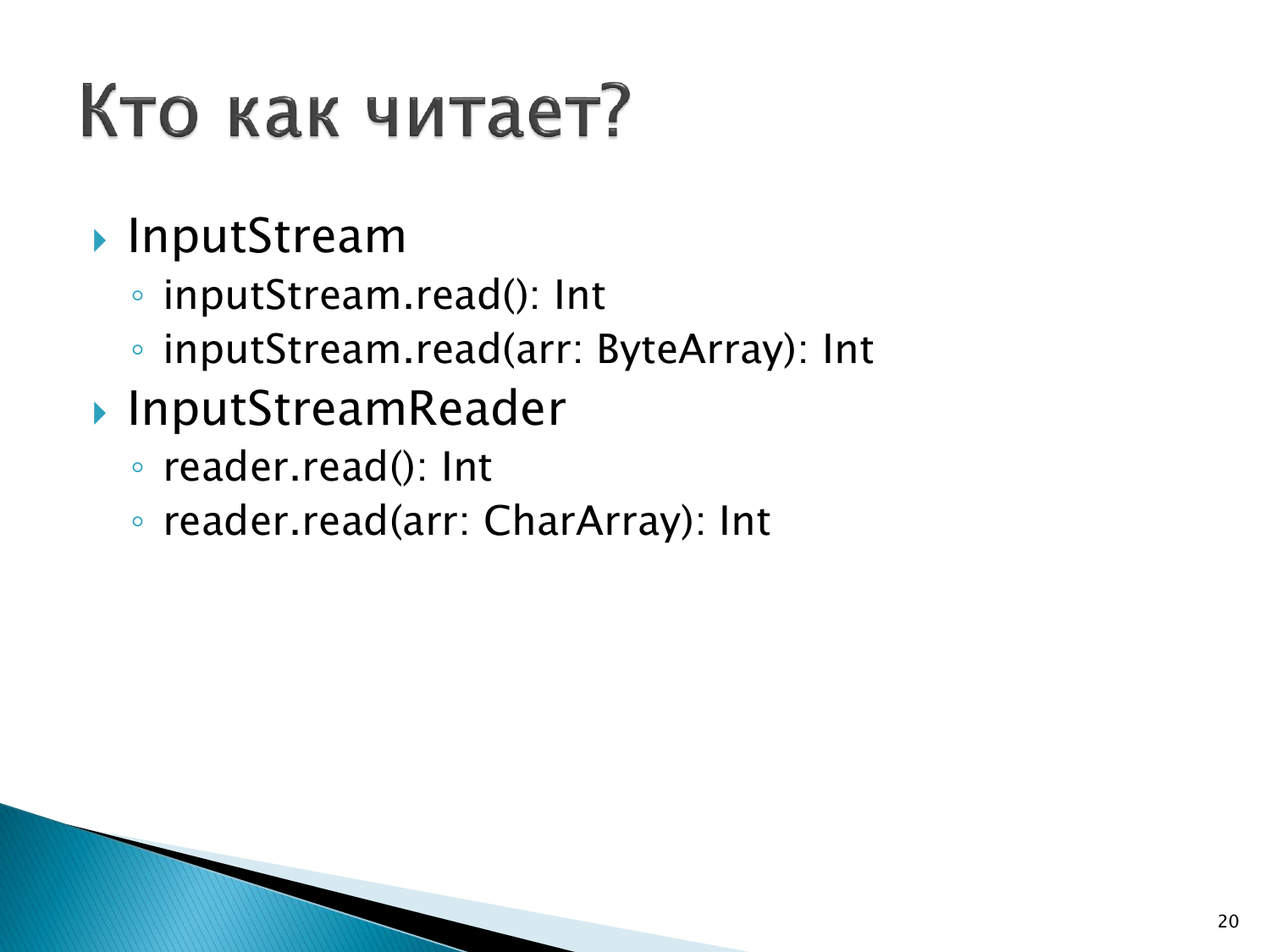# Кто как читает?

- InputStream
  - inputStream.read(): Int
  - inputStream.read(arr: ByteArray): Int
- InputStreamReader
  - reader.read(): Int
  - reader.read(arr: CharArray): Int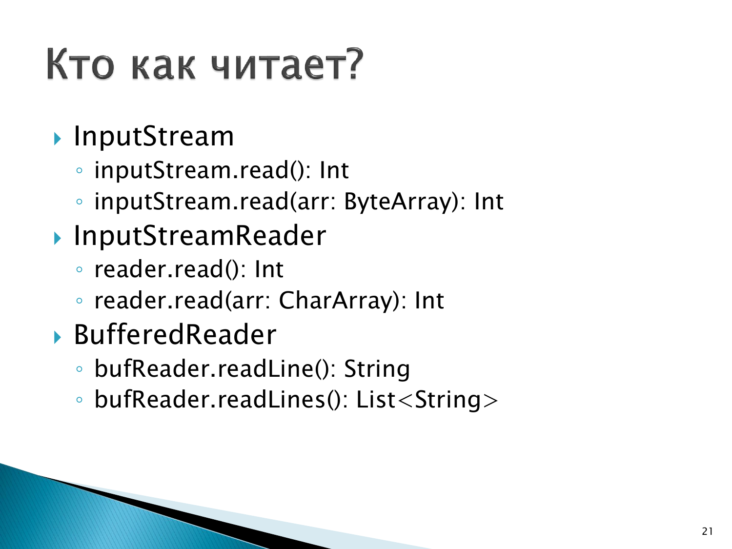# Кто как читает?

- InputStream
  - inputStream.read(): Int
  - inputStream.read(arr: ByteArray): Int
- InputStreamReader
  - reader.read(): Int
  - reader.read(arr: CharArray): Int
- BufferedReader
  - bufReader.readLine(): String
  - bufReader.readLines(): List<String>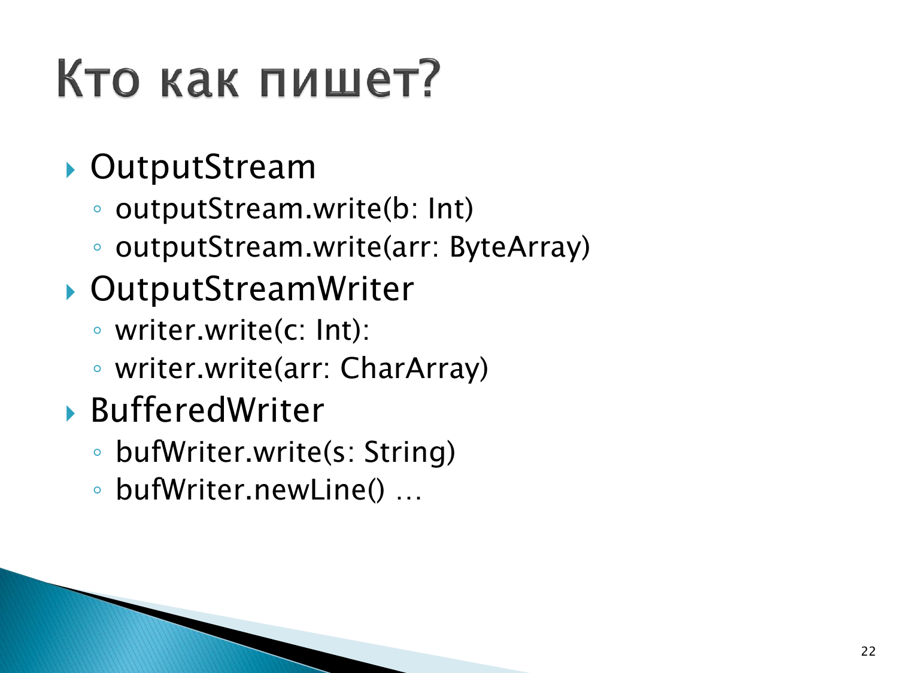# Кто как пишет?

- OutputStream
  - outputStream.write(b: Int)
  - outputStream.write(arr: ByteArray)
- OutputStreamWriter
  - writer.write(c: Int):
  - writer.write(arr: CharArray)
- BufferedWriter
  - bufWriter.write(s: String)
  - bufWriter.newLine() …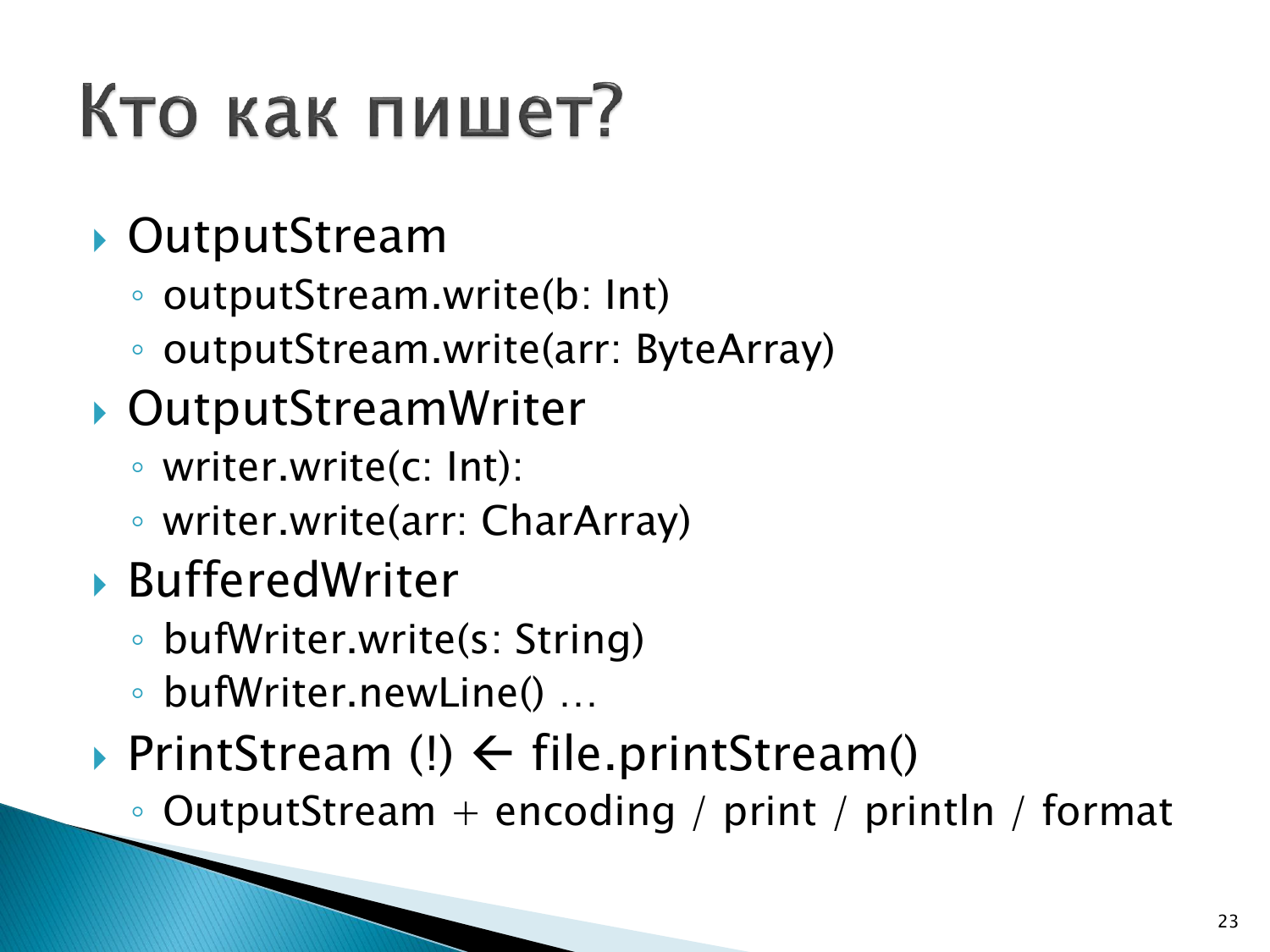# Кто как пишет?

- OutputStream
  - outputStream.write(b: Int)
  - outputStream.write(arr: ByteArray)
- OutputStreamWriter
  - writer.write(c: Int):
  - writer.write(arr: CharArray)
- BufferedWriter
  - bufWriter.write(s: String)
  - bufWriter.newLine() …
- PrintStream (!) ← file.printStream()
  - OutputStream + encoding / print / println / format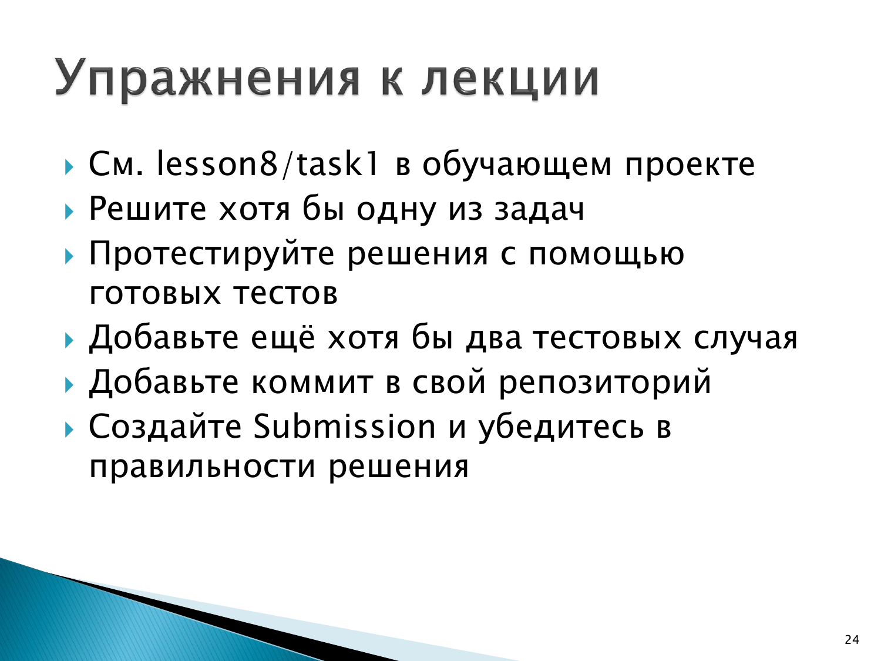# Упражнения к лекции

- См. lesson8/task1 в обучающем проекте
- Решите хотя бы одну из задач
- Протестируйте решения с помощью готовых тестов
- Добавьте ещё хотя бы два тестовых случая
- Добавьте коммит в свой репозиторий
- Создайте Submission и убедитесь в правильности решения